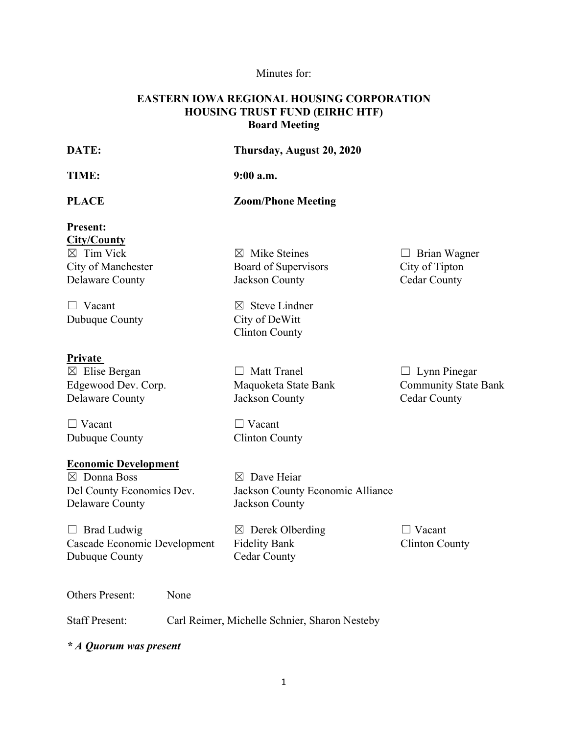Minutes for:

# EASTERN IOWA REGIONAL HOUSING CORPORATION HOUSING TRUST FUND (EIRHC HTF) Board Meeting

**DATE:** **Thursday, August 20, 2020**

**TIME:** **9:00 a.m.**

**PLACE** **Zoom/Phone Meeting**

**Present:**

**City/County**

| | | |
|---|---|---|
| ☒ Tim Vick<br>City of Manchester<br>Delaware County | ☒ Mike Steines<br>Board of Supervisors<br>Jackson County | ☐ Brian Wagner<br>City of Tipton<br>Cedar County |
| ☐ Vacant<br>Dubuque County | ☒ Steve Lindner<br>City of DeWitt<br>Clinton County | |

**Private**

| | | |
|---|---|---|
| ☒ Elise Bergan<br>Edgewood Dev. Corp.<br>Delaware County | ☐ Matt Tranel<br>Maquoketa State Bank<br>Jackson County | ☐ Lynn Pinegar<br>Community State Bank<br>Cedar County |
| ☐ Vacant<br>Dubuque County | ☐ Vacant<br>Clinton County | |

**Economic Development**

| | | |
|---|---|---|
| ☒ Donna Boss<br>Del County Economics Dev.<br>Delaware County | ☒ Dave Heiar<br>Jackson County Economic Alliance<br>Jackson County | |
| ☐ Brad Ludwig<br>Cascade Economic Development<br>Dubuque County | ☒ Derek Olberding<br>Fidelity Bank<br>Cedar County | ☐ Vacant<br>Clinton County |

Others Present: None

Staff Present: Carl Reimer, Michelle Schnier, Sharon Nesteby

***\* A Quorum was present***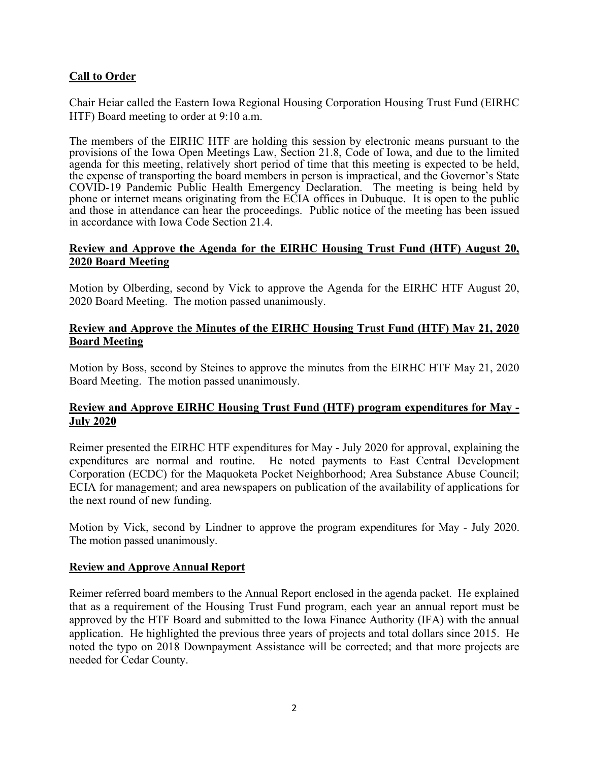**Call to Order**

Chair Heiar called the Eastern Iowa Regional Housing Corporation Housing Trust Fund (EIRHC HTF) Board meeting to order at 9:10 a.m.

The members of the EIRHC HTF are holding this session by electronic means pursuant to the provisions of the Iowa Open Meetings Law, Section 21.8, Code of Iowa, and due to the limited agenda for this meeting, relatively short period of time that this meeting is expected to be held, the expense of transporting the board members in person is impractical, and the Governor's State COVID-19 Pandemic Public Health Emergency Declaration. The meeting is being held by phone or internet means originating from the ECIA offices in Dubuque. It is open to the public and those in attendance can hear the proceedings. Public notice of the meeting has been issued in accordance with Iowa Code Section 21.4.

**Review and Approve the Agenda for the EIRHC Housing Trust Fund (HTF) August 20, 2020 Board Meeting**

Motion by Olberding, second by Vick to approve the Agenda for the EIRHC HTF August 20, 2020 Board Meeting. The motion passed unanimously.

**Review and Approve the Minutes of the EIRHC Housing Trust Fund (HTF) May 21, 2020 Board Meeting**

Motion by Boss, second by Steines to approve the minutes from the EIRHC HTF May 21, 2020 Board Meeting. The motion passed unanimously.

**Review and Approve EIRHC Housing Trust Fund (HTF) program expenditures for May - July 2020**

Reimer presented the EIRHC HTF expenditures for May - July 2020 for approval, explaining the expenditures are normal and routine. He noted payments to East Central Development Corporation (ECDC) for the Maquoketa Pocket Neighborhood; Area Substance Abuse Council; ECIA for management; and area newspapers on publication of the availability of applications for the next round of new funding.

Motion by Vick, second by Lindner to approve the program expenditures for May - July 2020. The motion passed unanimously.

**Review and Approve Annual Report**

Reimer referred board members to the Annual Report enclosed in the agenda packet. He explained that as a requirement of the Housing Trust Fund program, each year an annual report must be approved by the HTF Board and submitted to the Iowa Finance Authority (IFA) with the annual application. He highlighted the previous three years of projects and total dollars since 2015. He noted the typo on 2018 Downpayment Assistance will be corrected; and that more projects are needed for Cedar County.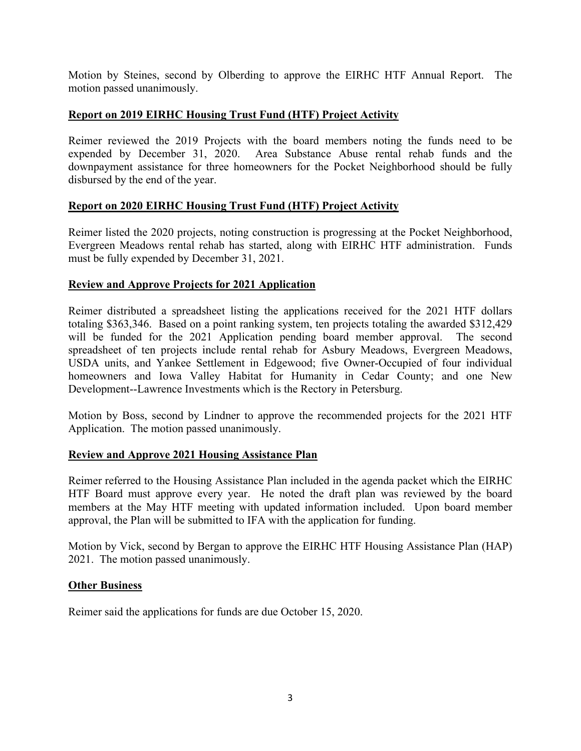Motion by Steines, second by Olberding to approve the EIRHC HTF Annual Report. The motion passed unanimously.

**Report on 2019 EIRHC Housing Trust Fund (HTF) Project Activity**

Reimer reviewed the 2019 Projects with the board members noting the funds need to be expended by December 31, 2020. Area Substance Abuse rental rehab funds and the downpayment assistance for three homeowners for the Pocket Neighborhood should be fully disbursed by the end of the year.

**Report on 2020 EIRHC Housing Trust Fund (HTF) Project Activity**

Reimer listed the 2020 projects, noting construction is progressing at the Pocket Neighborhood, Evergreen Meadows rental rehab has started, along with EIRHC HTF administration. Funds must be fully expended by December 31, 2021.

**Review and Approve Projects for 2021 Application**

Reimer distributed a spreadsheet listing the applications received for the 2021 HTF dollars totaling $363,346. Based on a point ranking system, ten projects totaling the awarded $312,429 will be funded for the 2021 Application pending board member approval. The second spreadsheet of ten projects include rental rehab for Asbury Meadows, Evergreen Meadows, USDA units, and Yankee Settlement in Edgewood; five Owner-Occupied of four individual homeowners and Iowa Valley Habitat for Humanity in Cedar County; and one New Development--Lawrence Investments which is the Rectory in Petersburg.

Motion by Boss, second by Lindner to approve the recommended projects for the 2021 HTF Application. The motion passed unanimously.

**Review and Approve 2021 Housing Assistance Plan**

Reimer referred to the Housing Assistance Plan included in the agenda packet which the EIRHC HTF Board must approve every year. He noted the draft plan was reviewed by the board members at the May HTF meeting with updated information included. Upon board member approval, the Plan will be submitted to IFA with the application for funding.

Motion by Vick, second by Bergan to approve the EIRHC HTF Housing Assistance Plan (HAP) 2021. The motion passed unanimously.

**Other Business**

Reimer said the applications for funds are due October 15, 2020.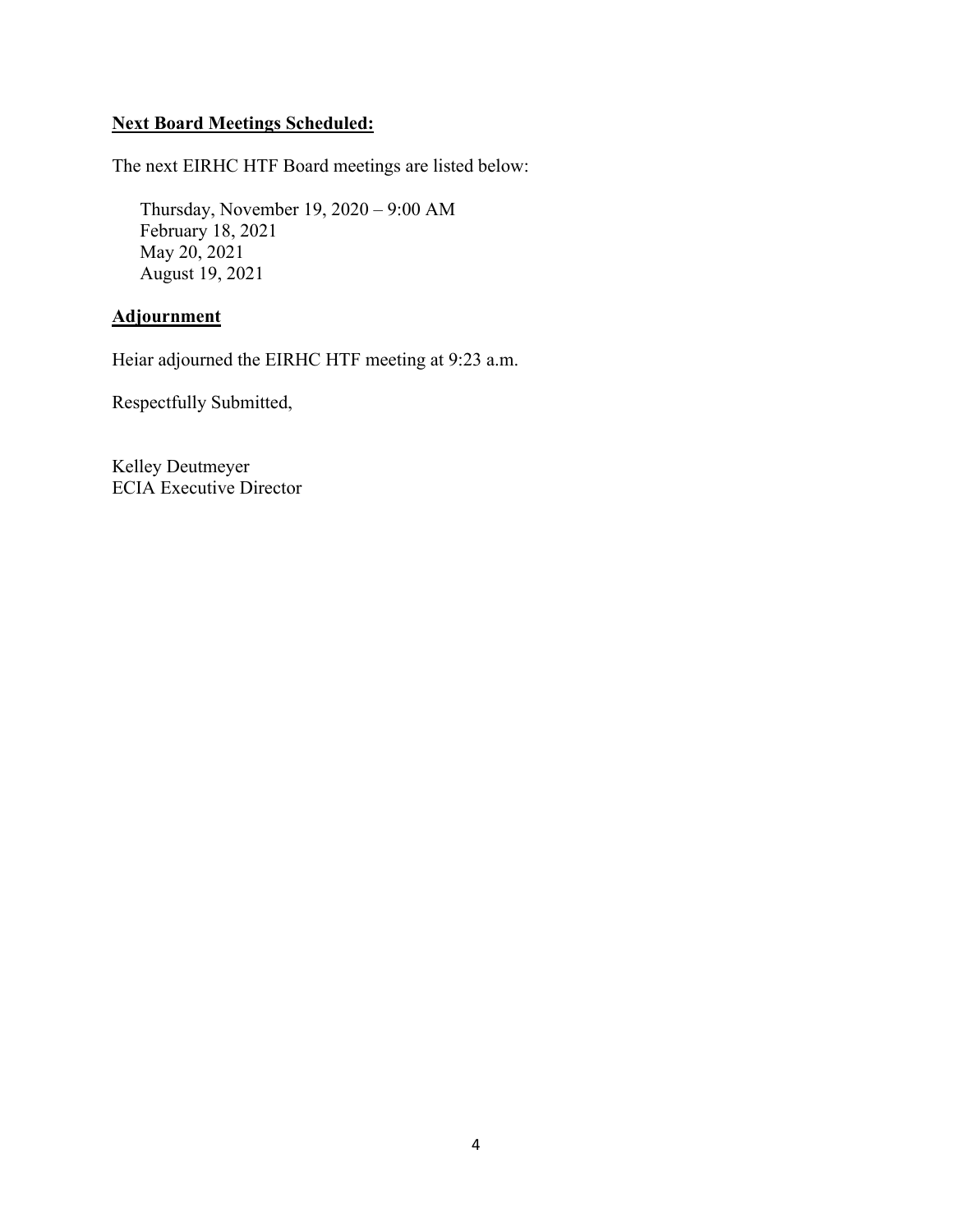**Next Board Meetings Scheduled:**

The next EIRHC HTF Board meetings are listed below:

Thursday, November 19, 2020 – 9:00 AM
February 18, 2021
May 20, 2021
August 19, 2021

**Adjournment**

Heiar adjourned the EIRHC HTF meeting at 9:23 a.m.

Respectfully Submitted,

Kelley Deutmeyer
ECIA Executive Director